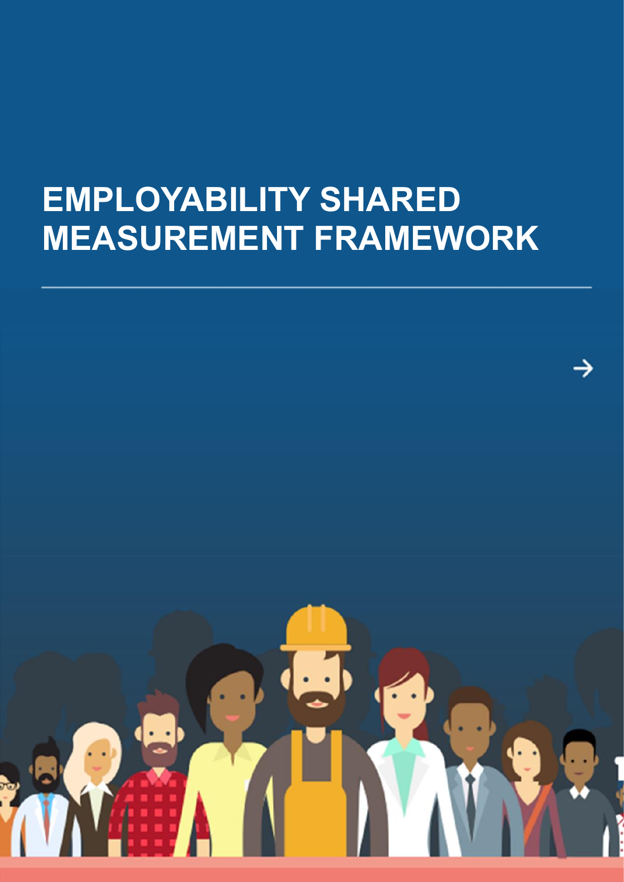# EMPLOYABILITY SHARED MEASUREMENT FRAMEWORK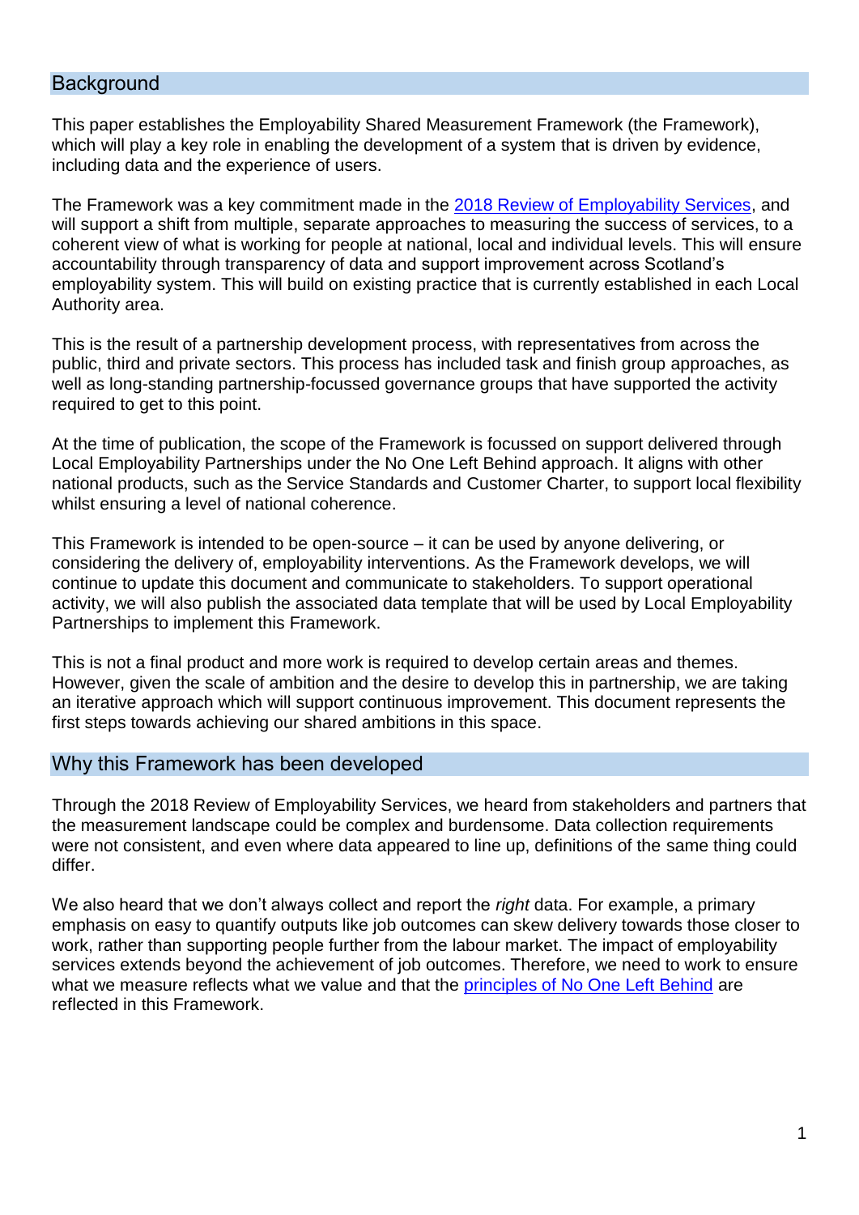## Background

This paper establishes the Employability Shared Measurement Framework (the Framework), which will play a key role in enabling the development of a system that is driven by evidence, including data and the experience of users.

The Framework was a key commitment made in the [2018 Review of Employability Services](), and will support a shift from multiple, separate approaches to measuring the success of services, to a coherent view of what is working for people at national, local and individual levels. This will ensure accountability through transparency of data and support improvement across Scotland's employability system. This will build on existing practice that is currently established in each Local Authority area.

This is the result of a partnership development process, with representatives from across the public, third and private sectors. This process has included task and finish group approaches, as well as long-standing partnership-focussed governance groups that have supported the activity required to get to this point.

At the time of publication, the scope of the Framework is focussed on support delivered through Local Employability Partnerships under the No One Left Behind approach. It aligns with other national products, such as the Service Standards and Customer Charter, to support local flexibility whilst ensuring a level of national coherence.

This Framework is intended to be open-source – it can be used by anyone delivering, or considering the delivery of, employability interventions. As the Framework develops, we will continue to update this document and communicate to stakeholders. To support operational activity, we will also publish the associated data template that will be used by Local Employability Partnerships to implement this Framework.

This is not a final product and more work is required to develop certain areas and themes. However, given the scale of ambition and the desire to develop this in partnership, we are taking an iterative approach which will support continuous improvement. This document represents the first steps towards achieving our shared ambitions in this space.

## Why this Framework has been developed

Through the 2018 Review of Employability Services, we heard from stakeholders and partners that the measurement landscape could be complex and burdensome. Data collection requirements were not consistent, and even where data appeared to line up, definitions of the same thing could differ.

We also heard that we don't always collect and report the *right* data. For example, a primary emphasis on easy to quantify outputs like job outcomes can skew delivery towards those closer to work, rather than supporting people further from the labour market. The impact of employability services extends beyond the achievement of job outcomes. Therefore, we need to work to ensure what we measure reflects what we value and that the [principles of No One Left Behind]() are reflected in this Framework.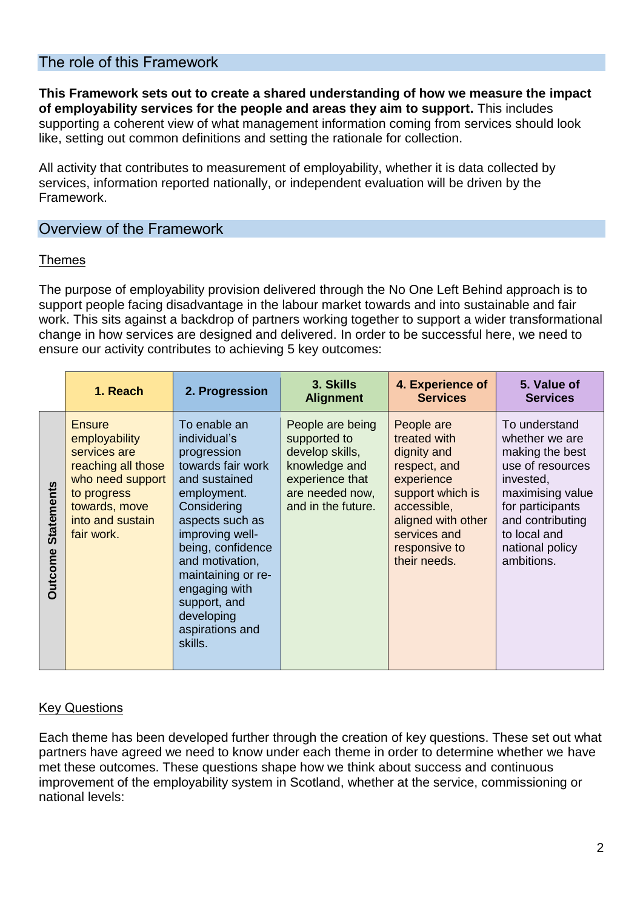## The role of this Framework

**This Framework sets out to create a shared understanding of how we measure the impact of employability services for the people and areas they aim to support.** This includes supporting a coherent view of what management information coming from services should look like, setting out common definitions and setting the rationale for collection.

All activity that contributes to measurement of employability, whether it is data collected by services, information reported nationally, or independent evaluation will be driven by the Framework.

## Overview of the Framework

### Themes

The purpose of employability provision delivered through the No One Left Behind approach is to support people facing disadvantage in the labour market towards and into sustainable and fair work. This sits against a backdrop of partners working together to support a wider transformational change in how services are designed and delivered. In order to be successful here, we need to ensure our activity contributes to achieving 5 key outcomes:

| | 1. Reach | 2. Progression | 3. Skills Alignment | 4. Experience of Services | 5. Value of Services |
|---|---|---|---|---|---|
| **Outcome Statements** | Ensure employability services are reaching all those who need support to progress towards, move into and sustain fair work. | To enable an individual's progression towards fair work and sustained employment. Considering aspects such as improving well-being, confidence and motivation, maintaining or re-engaging with support, and developing aspirations and skills. | People are being supported to develop skills, knowledge and experience that are needed now, and in the future. | People are treated with dignity and respect, and experience support which is accessible, aligned with other services and responsive to their needs. | To understand whether we are making the best use of resources invested, maximising value for participants and contributing to local and national policy ambitions. |

### Key Questions

Each theme has been developed further through the creation of key questions. These set out what partners have agreed we need to know under each theme in order to determine whether we have met these outcomes. These questions shape how we think about success and continuous improvement of the employability system in Scotland, whether at the service, commissioning or national levels: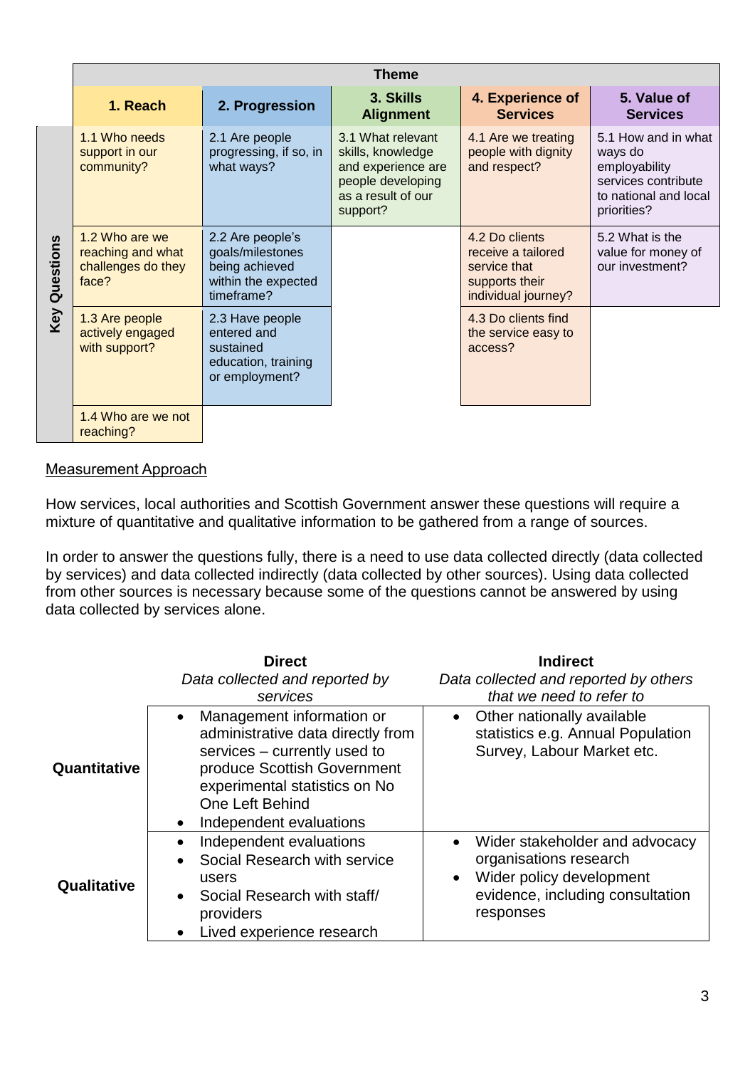| Key Questions | Theme | | | | |
|---|---|---|---|---|---|
| | **1. Reach** | **2. Progression** | **3. Skills Alignment** | **4. Experience of Services** | **5. Value of Services** |
| | 1.1 Who needs support in our community? | 2.1 Are people progressing, if so, in what ways? | 3.1 What relevant skills, knowledge and experience are people developing as a result of our support? | 4.1 Are we treating people with dignity and respect? | 5.1 How and in what ways do employability services contribute to national and local priorities? |
| | 1.2 Who are we reaching and what challenges do they face? | 2.2 Are people's goals/milestones being achieved within the expected timeframe? | | 4.2 Do clients receive a tailored service that supports their individual journey? | 5.2 What is the value for money of our investment? |
| | 1.3 Are people actively engaged with support? | 2.3 Have people entered and sustained education, training or employment? | | 4.3 Do clients find the service easy to access? | |
| | 1.4 Who are we not reaching? | | | | |

Measurement Approach

How services, local authorities and Scottish Government answer these questions will require a mixture of quantitative and qualitative information to be gathered from a range of sources.

In order to answer the questions fully, there is a need to use data collected directly (data collected by services) and data collected indirectly (data collected by other sources). Using data collected from other sources is necessary because some of the questions cannot be answered by using data collected by services alone.

| | **Direct**<br>*Data collected and reported by services* | **Indirect**<br>*Data collected and reported by others that we need to refer to* |
|---|---|---|
| **Quantitative** | • Management information or administrative data directly from services – currently used to produce Scottish Government experimental statistics on No One Left Behind<br>• Independent evaluations | • Other nationally available statistics e.g. Annual Population Survey, Labour Market etc. |
| **Qualitative** | • Independent evaluations<br>• Social Research with service users<br>• Social Research with staff/ providers<br>• Lived experience research | • Wider stakeholder and advocacy organisations research<br>• Wider policy development evidence, including consultation responses |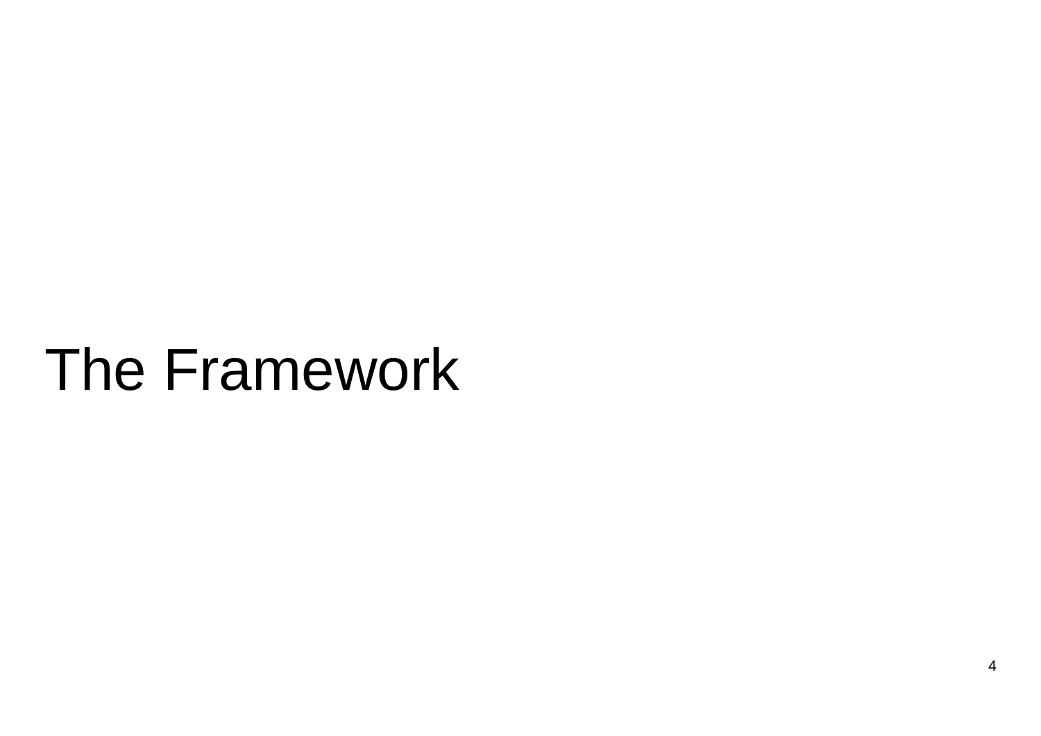# The Framework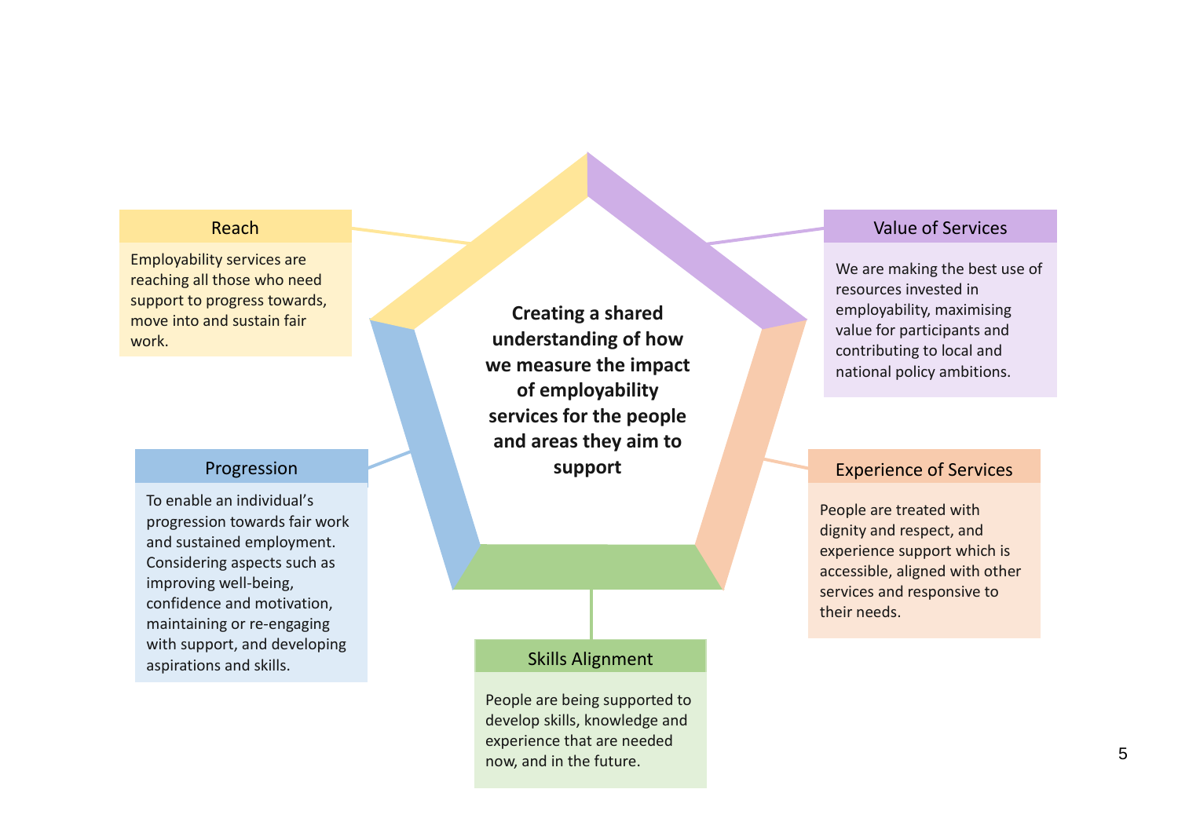**Creating a shared understanding of how we measure the impact of employability services for the people and areas they aim to support**

### Reach

Employability services are reaching all those who need support to progress towards, move into and sustain fair work.

### Value of Services

We are making the best use of resources invested in employability, maximising value for participants and contributing to local and national policy ambitions.

### Progression

To enable an individual's progression towards fair work and sustained employment. Considering aspects such as improving well-being, confidence and motivation, maintaining or re-engaging with support, and developing aspirations and skills.

### Experience of Services

People are treated with dignity and respect, and experience support which is accessible, aligned with other services and responsive to their needs.

### Skills Alignment

People are being supported to develop skills, knowledge and experience that are needed now, and in the future.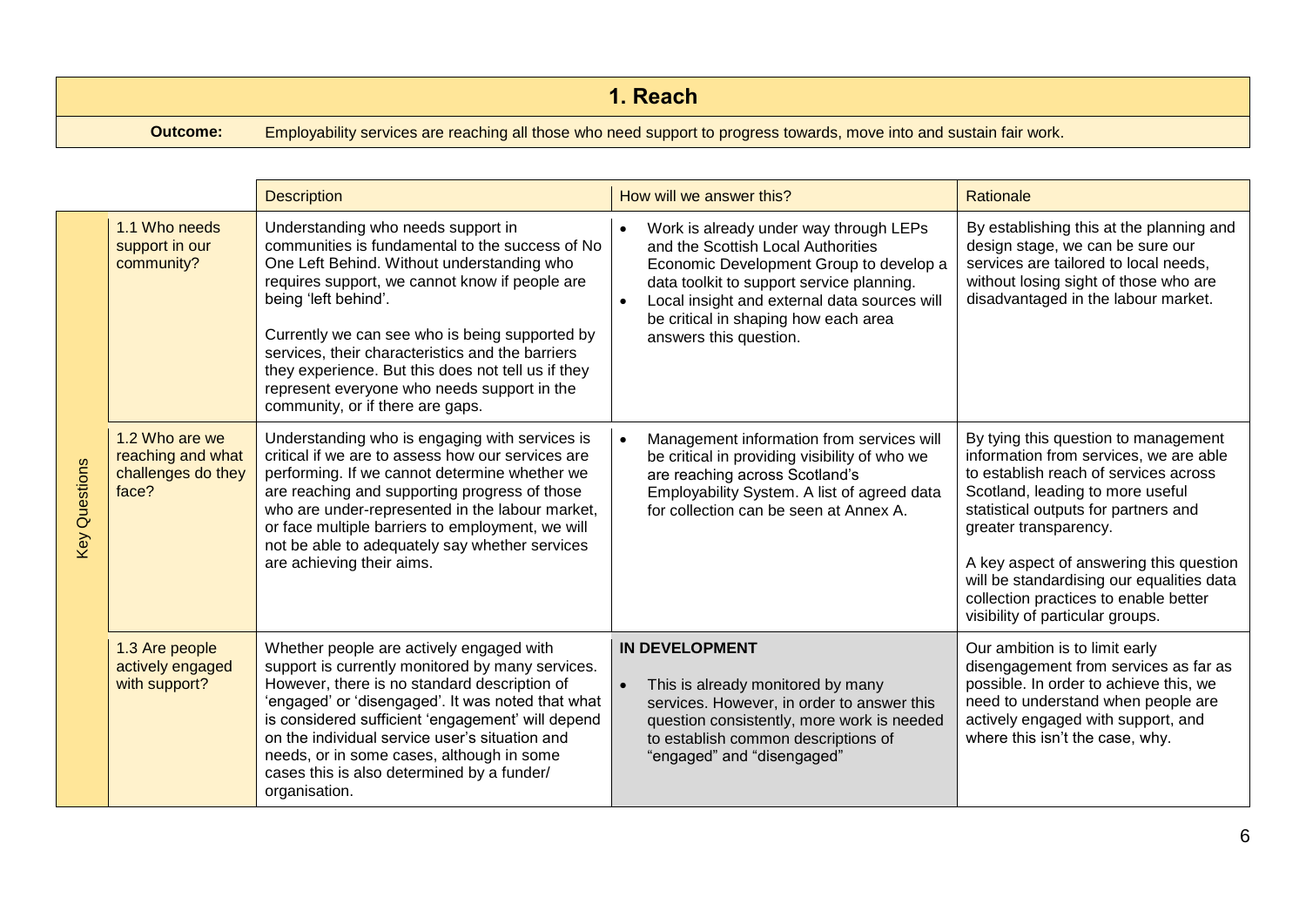# 1. Reach

**Outcome:** Employability services are reaching all those who need support to progress towards, move into and sustain fair work.

| | | Description | How will we answer this? | Rationale |
|---|---|---|---|---|
| Key Questions | 1.1 Who needs support in our community? | Understanding who needs support in communities is fundamental to the success of No One Left Behind. Without understanding who requires support, we cannot know if people are being 'left behind'.<br><br>Currently we can see who is being supported by services, their characteristics and the barriers they experience. But this does not tell us if they represent everyone who needs support in the community, or if there are gaps. | • Work is already under way through LEPs and the Scottish Local Authorities Economic Development Group to develop a data toolkit to support service planning.<br>• Local insight and external data sources will be critical in shaping how each area answers this question. | By establishing this at the planning and design stage, we can be sure our services are tailored to local needs, without losing sight of those who are disadvantaged in the labour market. |
| | 1.2 Who are we reaching and what challenges do they face? | Understanding who is engaging with services is critical if we are to assess how our services are performing. If we cannot determine whether we are reaching and supporting progress of those who are under-represented in the labour market, or face multiple barriers to employment, we will not be able to adequately say whether services are achieving their aims. | • Management information from services will be critical in providing visibility of who we are reaching across Scotland's Employability System. A list of agreed data for collection can be seen at Annex A. | By tying this question to management information from services, we are able to establish reach of services across Scotland, leading to more useful statistical outputs for partners and greater transparency.<br><br>A key aspect of answering this question will be standardising our equalities data collection practices to enable better visibility of particular groups. |
| | 1.3 Are people actively engaged with support? | Whether people are actively engaged with support is currently monitored by many services. However, there is no standard description of 'engaged' or 'disengaged'. It was noted that what is considered sufficient 'engagement' will depend on the individual service user's situation and needs, or in some cases, although in some cases this is also determined by a funder/ organisation. | **IN DEVELOPMENT**<br><br>• This is already monitored by many services. However, in order to answer this question consistently, more work is needed to establish common descriptions of "engaged" and "disengaged" | Our ambition is to limit early disengagement from services as far as possible. In order to achieve this, we need to understand when people are actively engaged with support, and where this isn't the case, why. |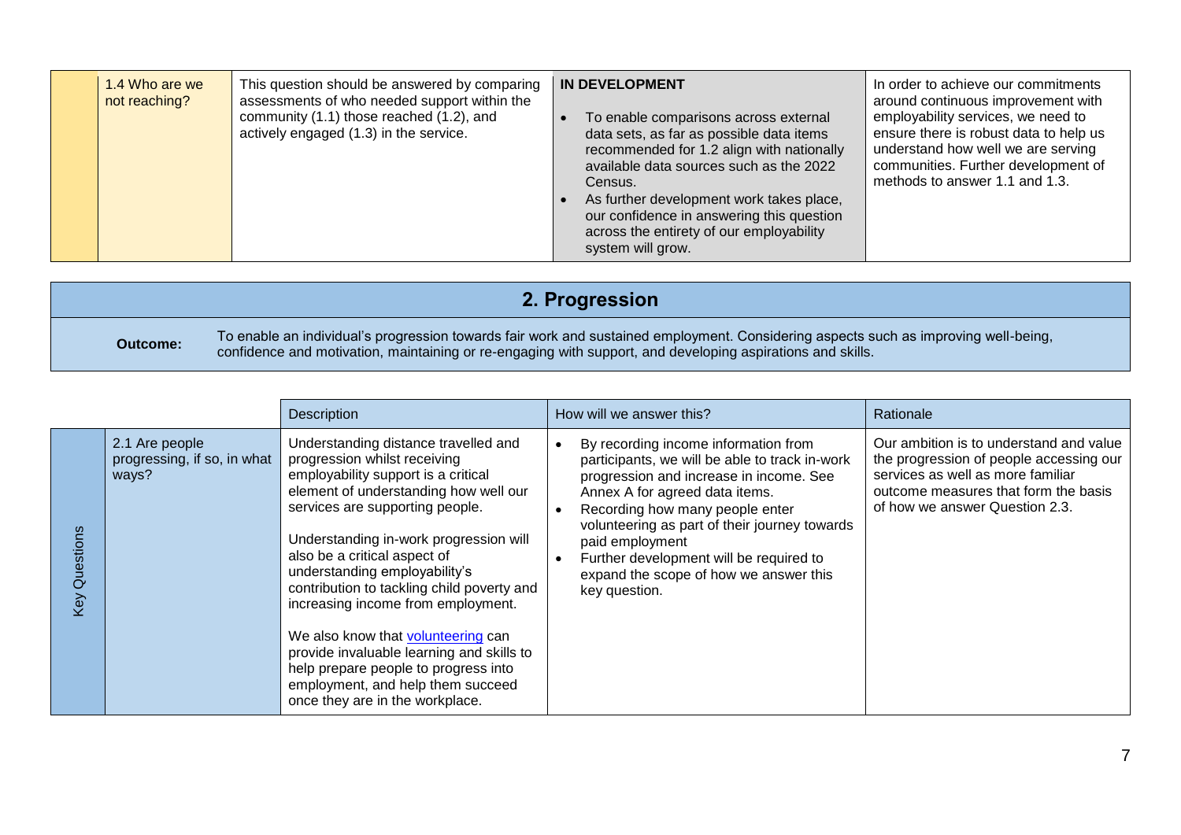| | | | | |
|---|---|---|---|---|
| | 1.4 Who are we not reaching? | This question should be answered by comparing assessments of who needed support within the community (1.1) those reached (1.2), and actively engaged (1.3) in the service. | **IN DEVELOPMENT**<br><br>• To enable comparisons across external data sets, as far as possible data items recommended for 1.2 align with nationally available data sources such as the 2022 Census.<br>• As further development work takes place, our confidence in answering this question across the entirety of our employability system will grow. | In order to achieve our commitments around continuous improvement with employability services, we need to ensure there is robust data to help us understand how well we are serving communities. Further development of methods to answer 1.1 and 1.3. |

## 2. Progression

**Outcome:** To enable an individual's progression towards fair work and sustained employment. Considering aspects such as improving well-being, confidence and motivation, maintaining or re-engaging with support, and developing aspirations and skills.

| | | Description | How will we answer this? | Rationale |
|---|---|---|---|---|
| Key Questions | 2.1 Are people progressing, if so, in what ways? | Understanding distance travelled and progression whilst receiving employability support is a critical element of understanding how well our services are supporting people.<br><br>Understanding in-work progression will also be a critical aspect of understanding employability's contribution to tackling child poverty and increasing income from employment.<br><br>We also know that volunteering can provide invaluable learning and skills to help prepare people to progress into employment, and help them succeed once they are in the workplace. | • By recording income information from participants, we will be able to track in-work progression and increase in income. See Annex A for agreed data items.<br>• Recording how many people enter volunteering as part of their journey towards paid employment<br>• Further development will be required to expand the scope of how we answer this key question. | Our ambition is to understand and value the progression of people accessing our services as well as more familiar outcome measures that form the basis of how we answer Question 2.3. |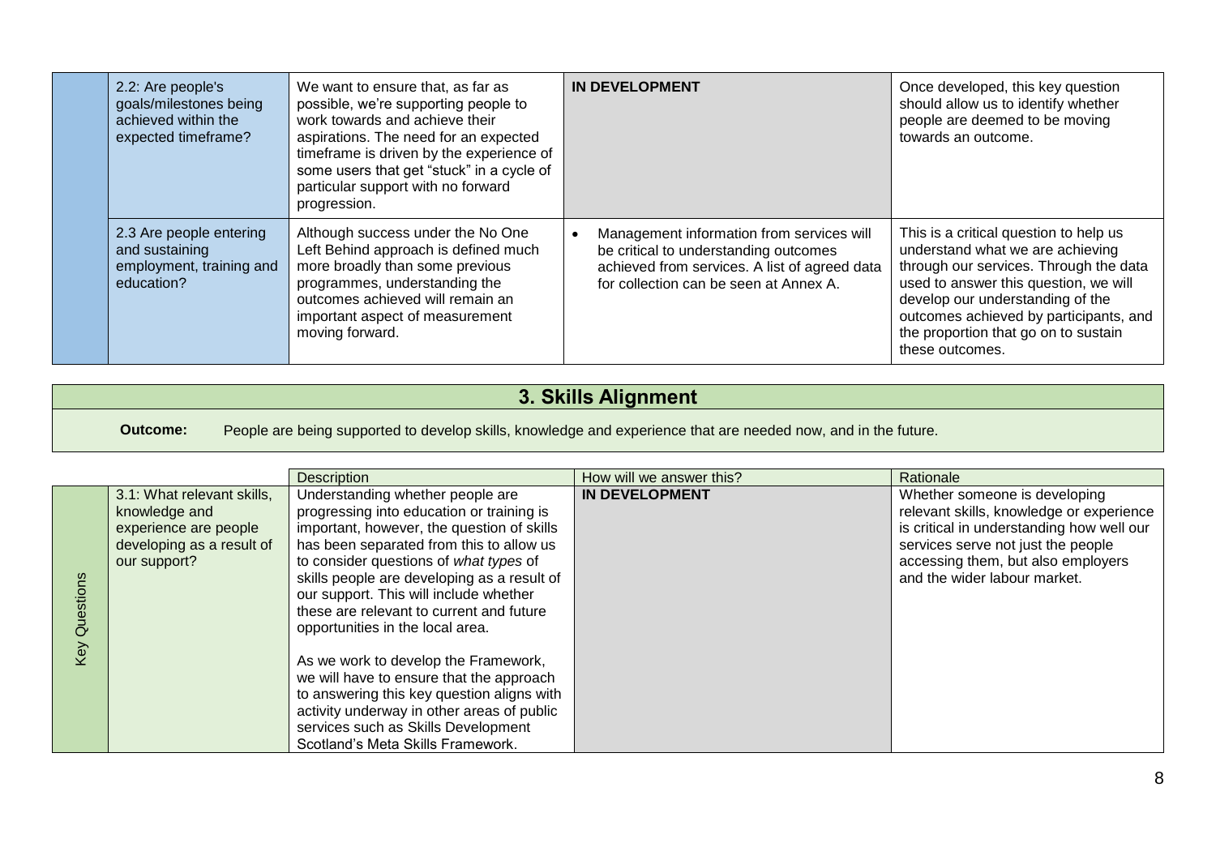| | Key Question | Description | How will we answer this? | Rationale |
|---|---|---|---|---|
| | 2.2: Are people's goals/milestones being achieved within the expected timeframe? | We want to ensure that, as far as possible, we're supporting people to work towards and achieve their aspirations. The need for an expected timeframe is driven by the experience of some users that get "stuck" in a cycle of particular support with no forward progression. | **IN DEVELOPMENT** | Once developed, this key question should allow us to identify whether people are deemed to be moving towards an outcome. |
| | 2.3 Are people entering and sustaining employment, training and education? | Although success under the No One Left Behind approach is defined much more broadly than some previous programmes, understanding the outcomes achieved will remain an important aspect of measurement moving forward. | • Management information from services will be critical to understanding outcomes achieved from services. A list of agreed data for collection can be seen at Annex A. | This is a critical question to help us understand what we are achieving through our services. Through the data used to answer this question, we will develop our understanding of the outcomes achieved by participants, and the proportion that go on to sustain these outcomes. |

## 3. Skills Alignment

**Outcome:** People are being supported to develop skills, knowledge and experience that are needed now, and in the future.

| | | Description | How will we answer this? | Rationale |
|---|---|---|---|---|
| Key Questions | 3.1: What relevant skills, knowledge and experience are people developing as a result of our support? | Understanding whether people are progressing into education or training is important, however, the question of skills has been separated from this to allow us to consider questions of *what types* of skills people are developing as a result of our support. This will include whether these are relevant to current and future opportunities in the local area.<br><br>As we work to develop the Framework, we will have to ensure that the approach to answering this key question aligns with activity underway in other areas of public services such as Skills Development Scotland's Meta Skills Framework. | **IN DEVELOPMENT** | Whether someone is developing relevant skills, knowledge or experience is critical in understanding how well our services serve not just the people accessing them, but also employers and the wider labour market. |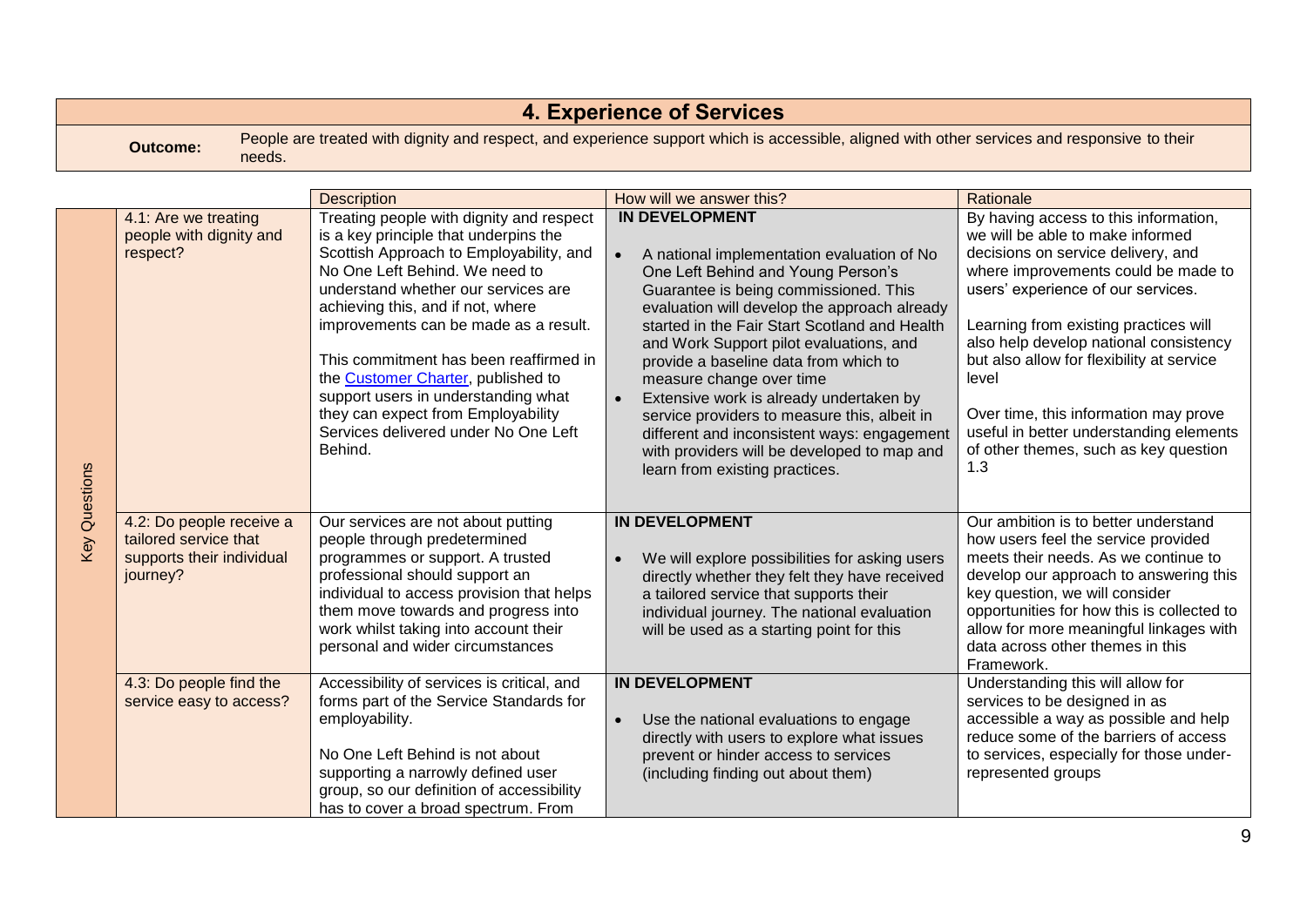## 4. Experience of Services

**Outcome:** People are treated with dignity and respect, and experience support which is accessible, aligned with other services and responsive to their needs.

| | | Description | How will we answer this? | Rationale |
|---|---|---|---|---|
| Key Questions | 4.1: Are we treating people with dignity and respect? | Treating people with dignity and respect is a key principle that underpins the Scottish Approach to Employability, and No One Left Behind. We need to understand whether our services are achieving this, and if not, where improvements can be made as a result.<br><br>This commitment has been reaffirmed in the [Customer Charter], published to support users in understanding what they can expect from Employability Services delivered under No One Left Behind. | **IN DEVELOPMENT**<br><br>• A national implementation evaluation of No One Left Behind and Young Person's Guarantee is being commissioned. This evaluation will develop the approach already started in the Fair Start Scotland and Health and Work Support pilot evaluations, and provide a baseline data from which to measure change over time<br>• Extensive work is already undertaken by service providers to measure this, albeit in different and inconsistent ways: engagement with providers will be developed to map and learn from existing practices. | By having access to this information, we will be able to make informed decisions on service delivery, and where improvements could be made to users' experience of our services.<br><br>Learning from existing practices will also help develop national consistency but also allow for flexibility at service level<br><br>Over time, this information may prove useful in better understanding elements of other themes, such as key question 1.3 |
| | 4.2: Do people receive a tailored service that supports their individual journey? | Our services are not about putting people through predetermined programmes or support. A trusted professional should support an individual to access provision that helps them move towards and progress into work whilst taking into account their personal and wider circumstances | **IN DEVELOPMENT**<br><br>• We will explore possibilities for asking users directly whether they felt they have received a tailored service that supports their individual journey. The national evaluation will be used as a starting point for this | Our ambition is to better understand how users feel the service provided meets their needs. As we continue to develop our approach to answering this key question, we will consider opportunities for how this is collected to allow for more meaningful linkages with data across other themes in this Framework. |
| | 4.3: Do people find the service easy to access? | Accessibility of services is critical, and forms part of the Service Standards for employability.<br><br>No One Left Behind is not about supporting a narrowly defined user group, so our definition of accessibility has to cover a broad spectrum. From | **IN DEVELOPMENT**<br><br>• Use the national evaluations to engage directly with users to explore what issues prevent or hinder access to services (including finding out about them) | Understanding this will allow for services to be designed in as accessible a way as possible and help reduce some of the barriers of access to services, especially for those under-represented groups |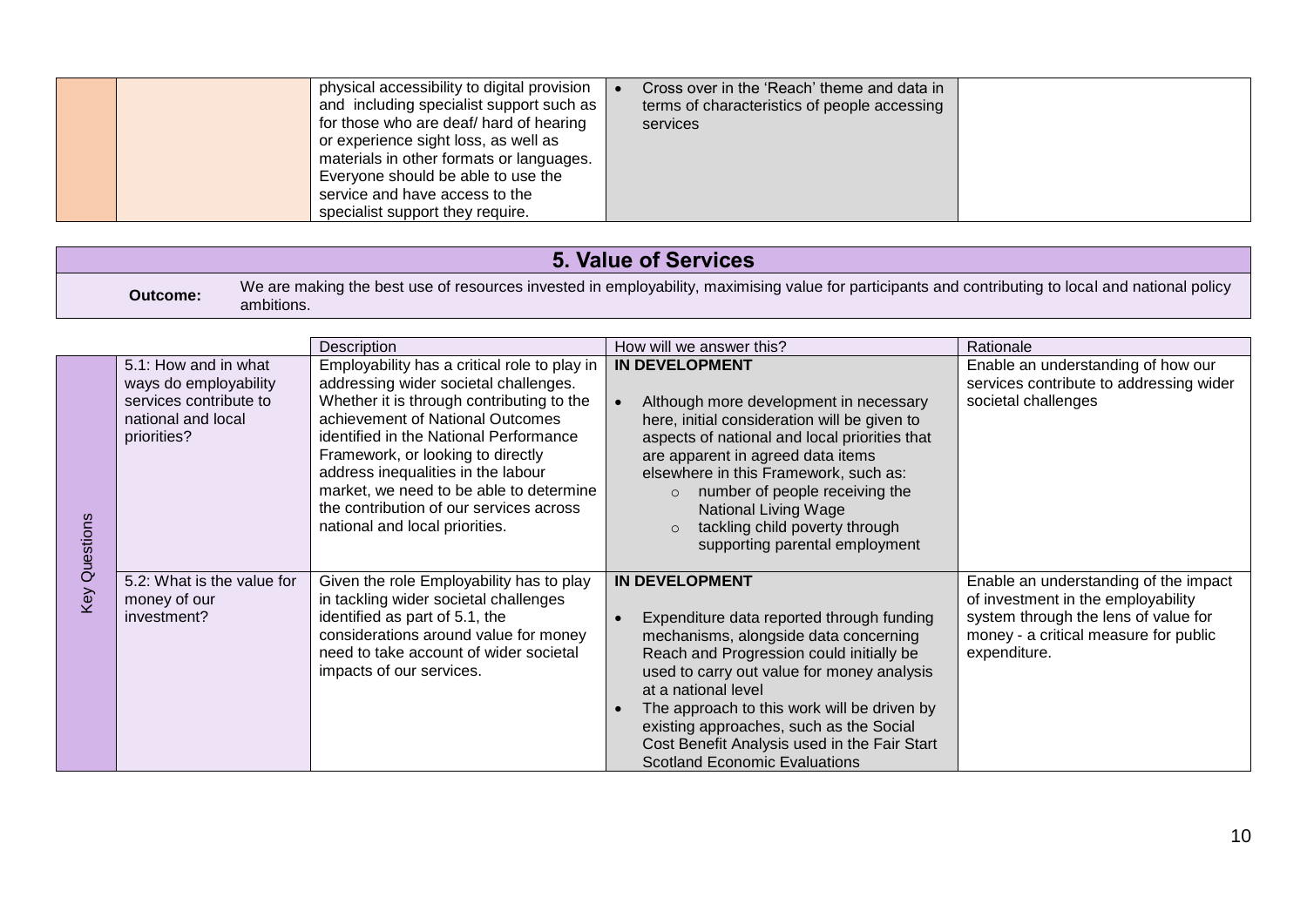| | | Description | How will we answer this? | Rationale |
|---|---|---|---|---|
| | | physical accessibility to digital provision and including specialist support such as for those who are deaf/ hard of hearing or experience sight loss, as well as materials in other formats or languages. Everyone should be able to use the service and have access to the specialist support they require. | • Cross over in the 'Reach' theme and data in terms of characteristics of people accessing services | |

## 5. Value of Services

**Outcome:** We are making the best use of resources invested in employability, maximising value for participants and contributing to local and national policy ambitions.

| | | Description | How will we answer this? | Rationale |
|---|---|---|---|---|
| Key Questions | 5.1: How and in what ways do employability services contribute to national and local priorities? | Employability has a critical role to play in addressing wider societal challenges. Whether it is through contributing to the achievement of National Outcomes identified in the National Performance Framework, or looking to directly address inequalities in the labour market, we need to be able to determine the contribution of our services across national and local priorities. | **IN DEVELOPMENT**<br><br>• Although more development in necessary here, initial consideration will be given to aspects of national and local priorities that are apparent in agreed data items elsewhere in this Framework, such as:<br>&nbsp;&nbsp;○ number of people receiving the National Living Wage<br>&nbsp;&nbsp;○ tackling child poverty through supporting parental employment | Enable an understanding of how our services contribute to addressing wider societal challenges |
| | 5.2: What is the value for money of our investment? | Given the role Employability has to play in tackling wider societal challenges identified as part of 5.1, the considerations around value for money need to take account of wider societal impacts of our services. | **IN DEVELOPMENT**<br><br>• Expenditure data reported through funding mechanisms, alongside data concerning Reach and Progression could initially be used to carry out value for money analysis at a national level<br>• The approach to this work will be driven by existing approaches, such as the Social Cost Benefit Analysis used in the Fair Start Scotland Economic Evaluations | Enable an understanding of the impact of investment in the employability system through the lens of value for money - a critical measure for public expenditure. |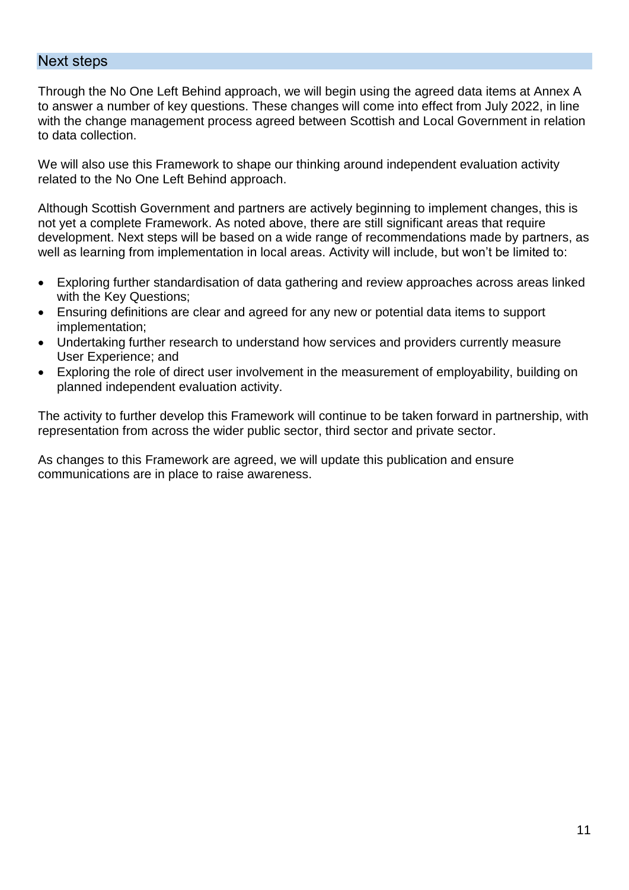## Next steps

Through the No One Left Behind approach, we will begin using the agreed data items at Annex A to answer a number of key questions. These changes will come into effect from July 2022, in line with the change management process agreed between Scottish and Local Government in relation to data collection.

We will also use this Framework to shape our thinking around independent evaluation activity related to the No One Left Behind approach.

Although Scottish Government and partners are actively beginning to implement changes, this is not yet a complete Framework. As noted above, there are still significant areas that require development. Next steps will be based on a wide range of recommendations made by partners, as well as learning from implementation in local areas. Activity will include, but won't be limited to:

- Exploring further standardisation of data gathering and review approaches across areas linked with the Key Questions;
- Ensuring definitions are clear and agreed for any new or potential data items to support implementation;
- Undertaking further research to understand how services and providers currently measure User Experience; and
- Exploring the role of direct user involvement in the measurement of employability, building on planned independent evaluation activity.

The activity to further develop this Framework will continue to be taken forward in partnership, with representation from across the wider public sector, third sector and private sector.

As changes to this Framework are agreed, we will update this publication and ensure communications are in place to raise awareness.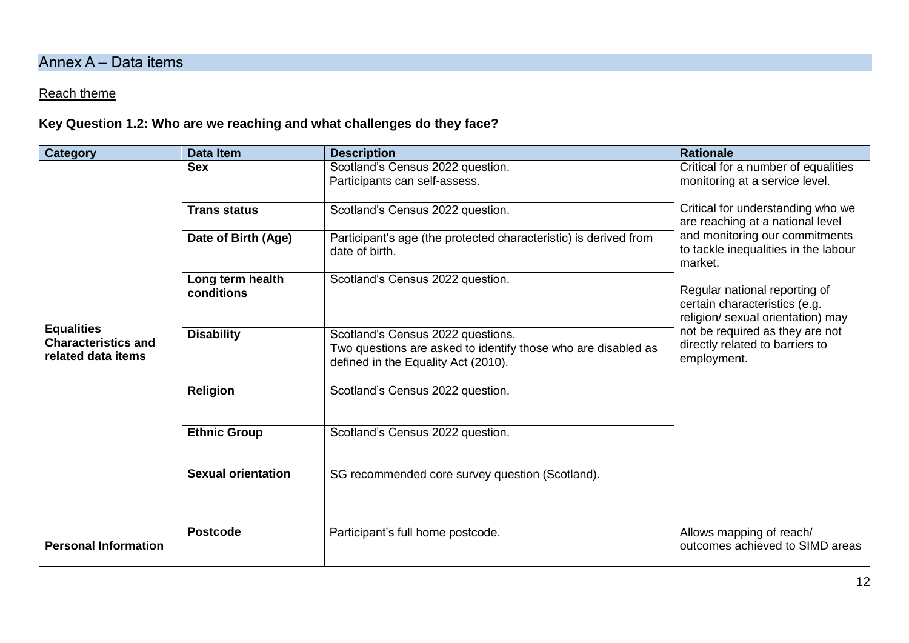## Annex A – Data items

Reach theme

**Key Question 1.2: Who are we reaching and what challenges do they face?**

| Category | Data Item | Description | Rationale |
| --- | --- | --- | --- |
| **Equalities Characteristics and related data items** | **Sex** | Scotland's Census 2022 question.<br>Participants can self-assess. | Critical for a number of equalities monitoring at a service level.<br><br>Critical for understanding who we are reaching at a national level and monitoring our commitments to tackle inequalities in the labour market.<br><br>Regular national reporting of certain characteristics (e.g. religion/ sexual orientation) may not be required as they are not directly related to barriers to employment. |
| | **Trans status** | Scotland's Census 2022 question. | |
| | **Date of Birth (Age)** | Participant's age (the protected characteristic) is derived from date of birth. | |
| | **Long term health conditions** | Scotland's Census 2022 question. | |
| | **Disability** | Scotland's Census 2022 questions.<br>Two questions are asked to identify those who are disabled as defined in the Equality Act (2010). | |
| | **Religion** | Scotland's Census 2022 question. | |
| | **Ethnic Group** | Scotland's Census 2022 question. | |
| | **Sexual orientation** | SG recommended core survey question (Scotland). | |
| **Personal Information** | **Postcode** | Participant's full home postcode. | Allows mapping of reach/ outcomes achieved to SIMD areas |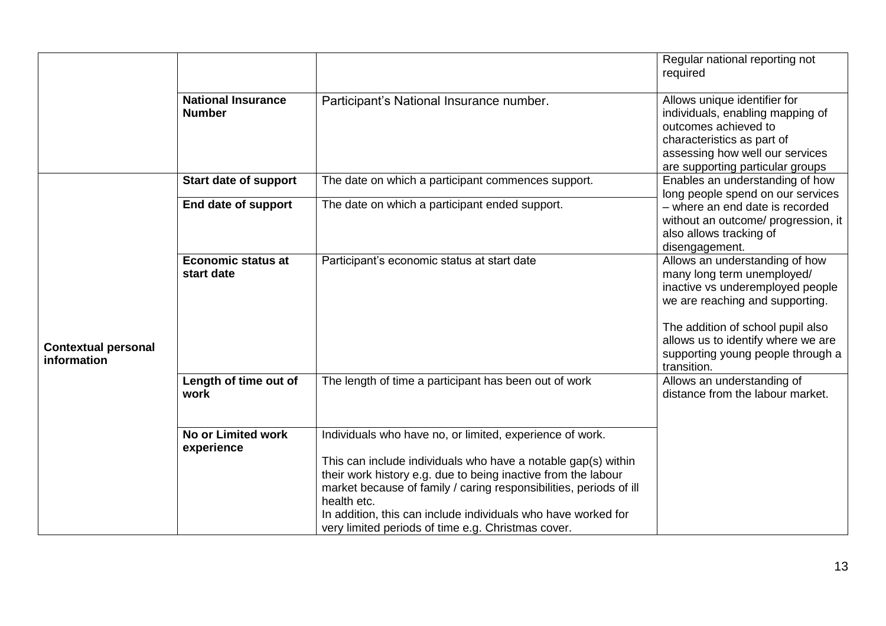| | | | |
|---|---|---|---|
| | | | Regular national reporting not required |
| | **National Insurance Number** | Participant's National Insurance number. | Allows unique identifier for individuals, enabling mapping of outcomes achieved to characteristics as part of assessing how well our services are supporting particular groups |
| **Contextual personal information** | **Start date of support** | The date on which a participant commences support. | Enables an understanding of how long people spend on our services – where an end date is recorded without an outcome/ progression, it also allows tracking of disengagement. |
| | **End date of support** | The date on which a participant ended support. | |
| | **Economic status at start date** | Participant's economic status at start date | Allows an understanding of how many long term unemployed/ inactive vs underemployed people we are reaching and supporting.<br><br>The addition of school pupil also allows us to identify where we are supporting young people through a transition. |
| | **Length of time out of work** | The length of time a participant has been out of work | Allows an understanding of distance from the labour market. |
| | **No or Limited work experience** | Individuals who have no, or limited, experience of work.<br><br>This can include individuals who have a notable gap(s) within their work history e.g. due to being inactive from the labour market because of family / caring responsibilities, periods of ill health etc.<br>In addition, this can include individuals who have worked for very limited periods of time e.g. Christmas cover. | |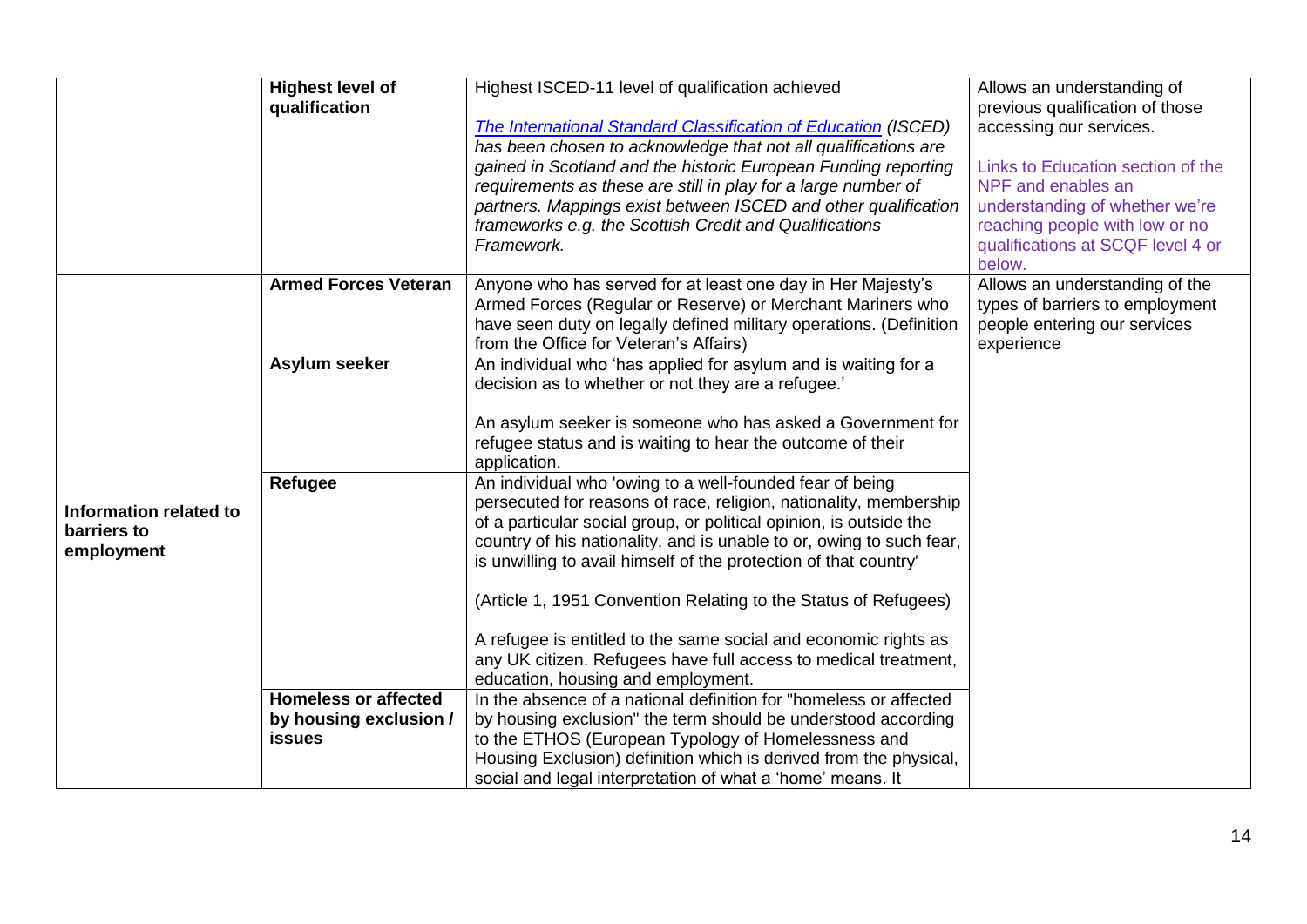| | | | |
|---|---|---|---|
| | **Highest level of qualification** | Highest ISCED-11 level of qualification achieved<br><br>*[The International Standard Classification of Education](#) (ISCED) has been chosen to acknowledge that not all qualifications are gained in Scotland and the historic European Funding reporting requirements as these are still in play for a large number of partners. Mappings exist between ISCED and other qualification frameworks e.g. the Scottish Credit and Qualifications Framework.* | Allows an understanding of previous qualification of those accessing our services.<br><br>Links to Education section of the NPF and enables an understanding of whether we're reaching people with low or no qualifications at SCQF level 4 or below. |
| **Information related to barriers to employment** | **Armed Forces Veteran** | Anyone who has served for at least one day in Her Majesty's Armed Forces (Regular or Reserve) or Merchant Mariners who have seen duty on legally defined military operations. (Definition from the Office for Veteran's Affairs) | Allows an understanding of the types of barriers to employment people entering our services experience |
| | **Asylum seeker** | An individual who 'has applied for asylum and is waiting for a decision as to whether or not they are a refugee.'<br><br>An asylum seeker is someone who has asked a Government for refugee status and is waiting to hear the outcome of their application. | |
| | **Refugee** | An individual who 'owing to a well-founded fear of being persecuted for reasons of race, religion, nationality, membership of a particular social group, or political opinion, is outside the country of his nationality, and is unable to or, owing to such fear, is unwilling to avail himself of the protection of that country'<br><br>(Article 1, 1951 Convention Relating to the Status of Refugees)<br><br>A refugee is entitled to the same social and economic rights as any UK citizen. Refugees have full access to medical treatment, education, housing and employment. | |
| | **Homeless or affected by housing exclusion / issues** | In the absence of a national definition for "homeless or affected by housing exclusion" the term should be understood according to the ETHOS (European Typology of Homelessness and Housing Exclusion) definition which is derived from the physical, social and legal interpretation of what a 'home' means. It | |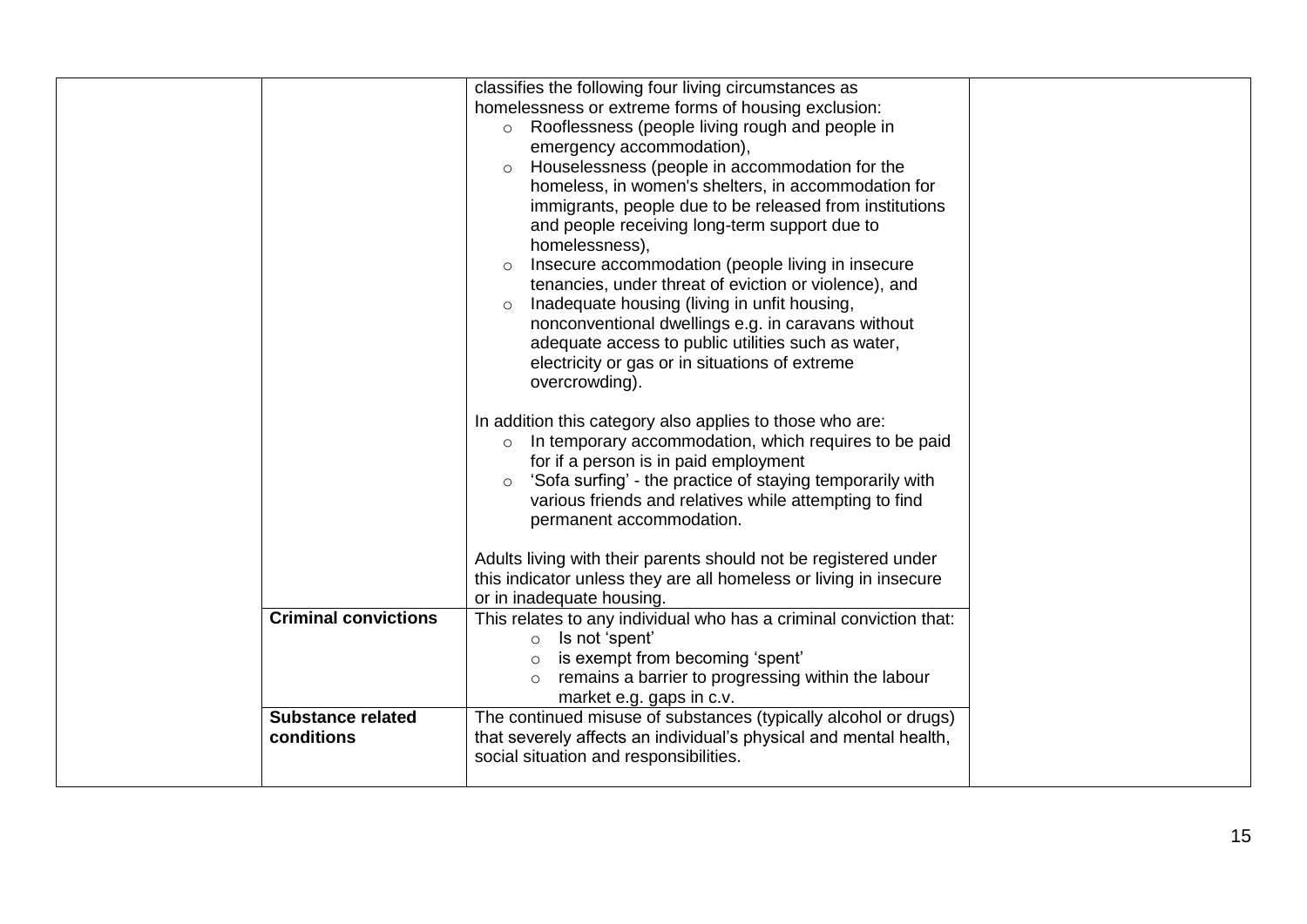| | | | |
|---|---|---|---|
| | | classifies the following four living circumstances as homelessness or extreme forms of housing exclusion:<br>◦ Rooflessness (people living rough and people in emergency accommodation),<br>◦ Houselessness (people in accommodation for the homeless, in women's shelters, in accommodation for immigrants, people due to be released from institutions and people receiving long-term support due to homelessness),<br>◦ Insecure accommodation (people living in insecure tenancies, under threat of eviction or violence), and<br>◦ Inadequate housing (living in unfit housing, nonconventional dwellings e.g. in caravans without adequate access to public utilities such as water, electricity or gas or in situations of extreme overcrowding).<br><br>In addition this category also applies to those who are:<br>◦ In temporary accommodation, which requires to be paid for if a person is in paid employment<br>◦ 'Sofa surfing' - the practice of staying temporarily with various friends and relatives while attempting to find permanent accommodation.<br><br>Adults living with their parents should not be registered under this indicator unless they are all homeless or living in insecure or in inadequate housing. | |
| | **Criminal convictions** | This relates to any individual who has a criminal conviction that:<br>◦ Is not 'spent'<br>◦ is exempt from becoming 'spent'<br>◦ remains a barrier to progressing within the labour market e.g. gaps in c.v. | |
| | **Substance related conditions** | The continued misuse of substances (typically alcohol or drugs) that severely affects an individual's physical and mental health, social situation and responsibilities. | |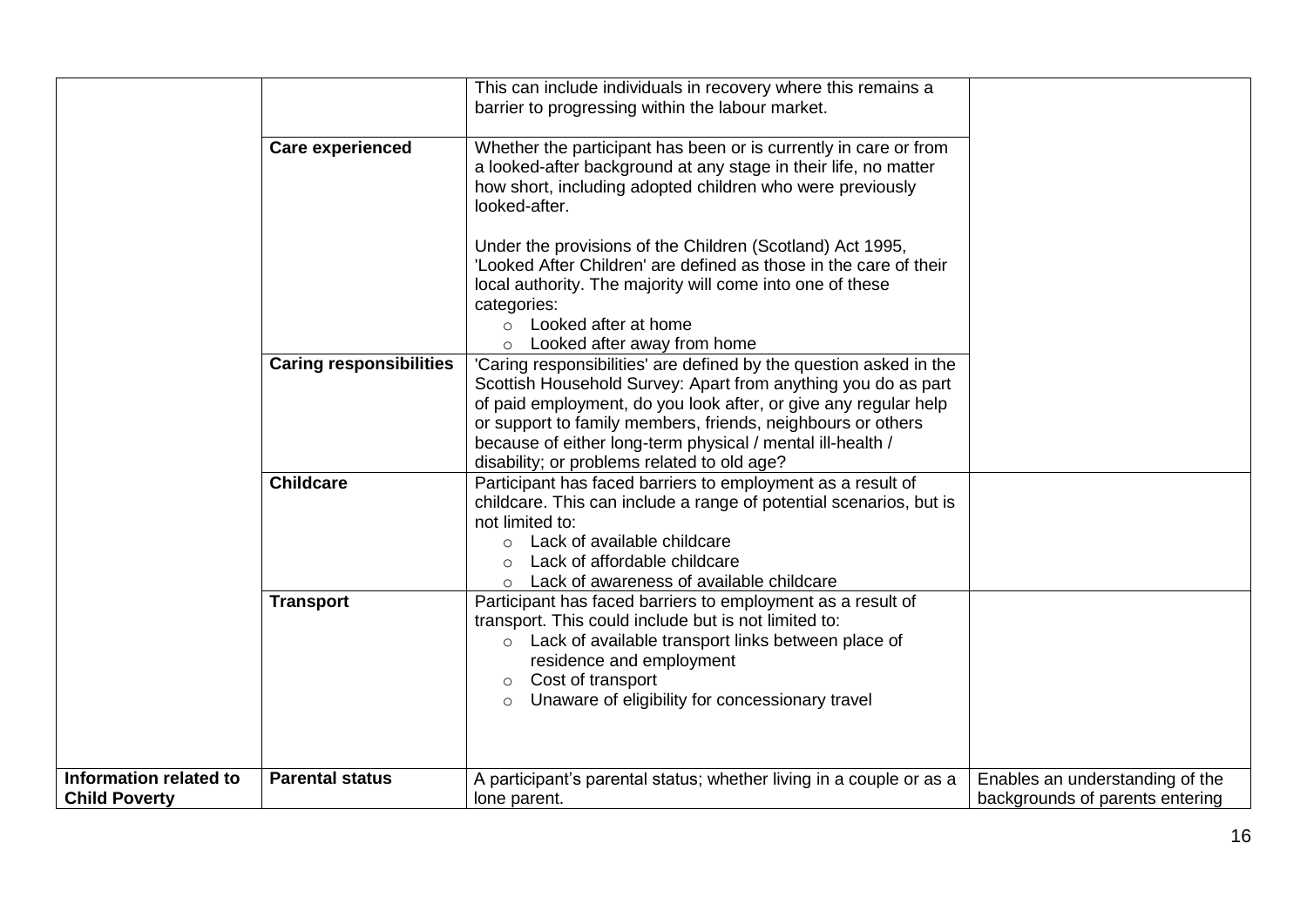| | | | |
|---|---|---|---|
| | | This can include individuals in recovery where this remains a barrier to progressing within the labour market. | |
| | **Care experienced** | Whether the participant has been or is currently in care or from a looked-after background at any stage in their life, no matter how short, including adopted children who were previously looked-after.<br><br>Under the provisions of the Children (Scotland) Act 1995, 'Looked After Children' are defined as those in the care of their local authority. The majority will come into one of these categories:<br>○ Looked after at home<br>○ Looked after away from home | |
| | **Caring responsibilities** | 'Caring responsibilities' are defined by the question asked in the Scottish Household Survey: Apart from anything you do as part of paid employment, do you look after, or give any regular help or support to family members, friends, neighbours or others because of either long-term physical / mental ill-health / disability; or problems related to old age? | |
| | **Childcare** | Participant has faced barriers to employment as a result of childcare. This can include a range of potential scenarios, but is not limited to:<br>○ Lack of available childcare<br>○ Lack of affordable childcare<br>○ Lack of awareness of available childcare | |
| | **Transport** | Participant has faced barriers to employment as a result of transport. This could include but is not limited to:<br>○ Lack of available transport links between place of residence and employment<br>○ Cost of transport<br>○ Unaware of eligibility for concessionary travel | |
| **Information related to Child Poverty** | **Parental status** | A participant's parental status; whether living in a couple or as a lone parent. | Enables an understanding of the backgrounds of parents entering |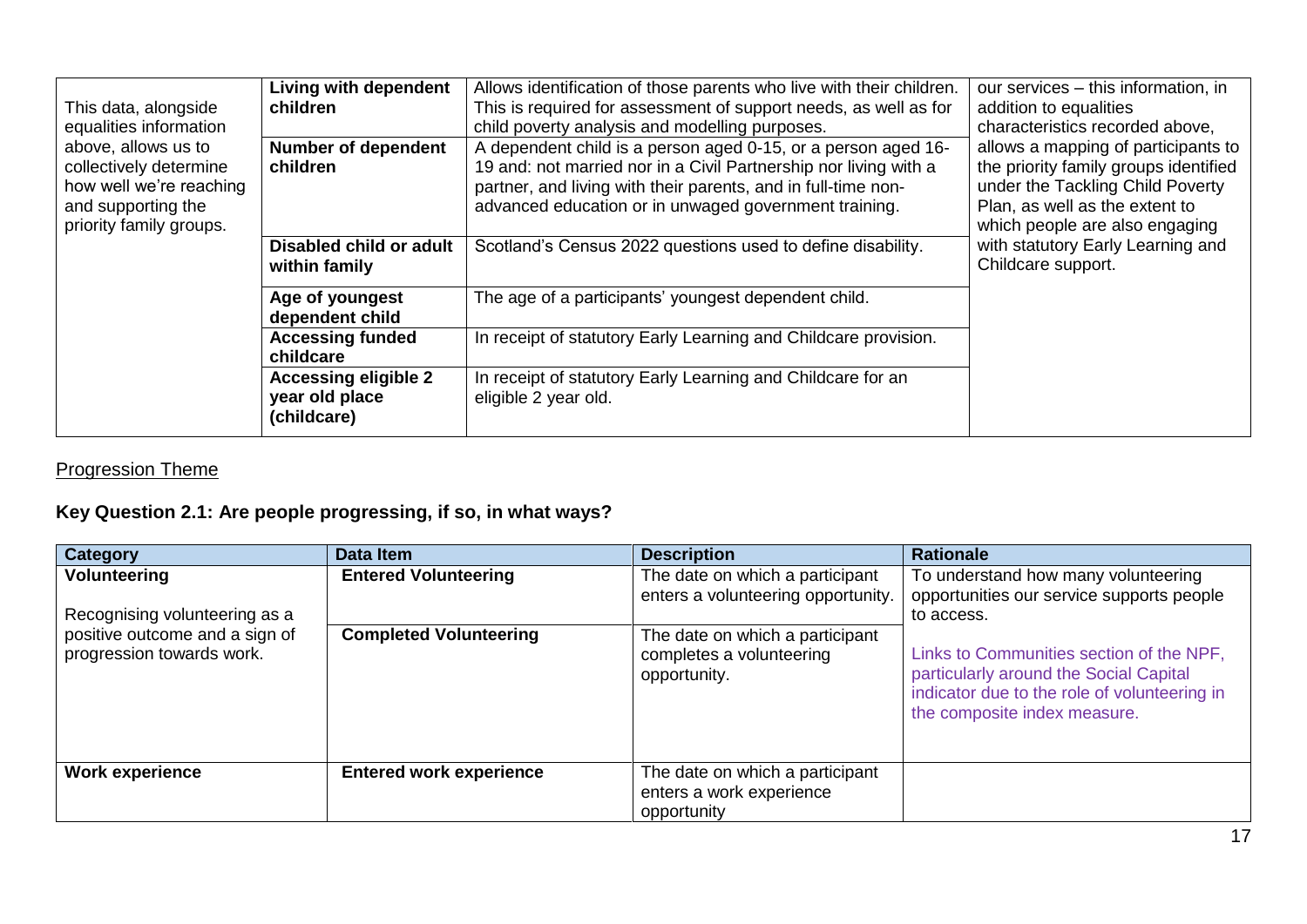| | | | |
|---|---|---|---|
| This data, alongside equalities information above, allows us to collectively determine how well we're reaching and supporting the priority family groups. | **Living with dependent children** | Allows identification of those parents who live with their children. This is required for assessment of support needs, as well as for child poverty analysis and modelling purposes. | our services – this information, in addition to equalities characteristics recorded above, allows a mapping of participants to the priority family groups identified under the Tackling Child Poverty Plan, as well as the extent to which people are also engaging with statutory Early Learning and Childcare support. |
| | **Number of dependent children** | A dependent child is a person aged 0-15, or a person aged 16-19 and: not married nor in a Civil Partnership nor living with a partner, and living with their parents, and in full-time non-advanced education or in unwaged government training. | |
| | **Disabled child or adult within family** | Scotland's Census 2022 questions used to define disability. | |
| | **Age of youngest dependent child** | The age of a participants' youngest dependent child. | |
| | **Accessing funded childcare** | In receipt of statutory Early Learning and Childcare provision. | |
| | **Accessing eligible 2 year old place (childcare)** | In receipt of statutory Early Learning and Childcare for an eligible 2 year old. | |

## Progression Theme

### Key Question 2.1: Are people progressing, if so, in what ways?

| Category | Data Item | Description | Rationale |
|---|---|---|---|
| **Volunteering**<br><br>Recognising volunteering as a positive outcome and a sign of progression towards work. | **Entered Volunteering** | The date on which a participant enters a volunteering opportunity. | To understand how many volunteering opportunities our service supports people to access.<br><br>Links to Communities section of the NPF, particularly around the Social Capital indicator due to the role of volunteering in the composite index measure. |
| | **Completed Volunteering** | The date on which a participant completes a volunteering opportunity. | |
| **Work experience** | **Entered work experience** | The date on which a participant enters a work experience opportunity | |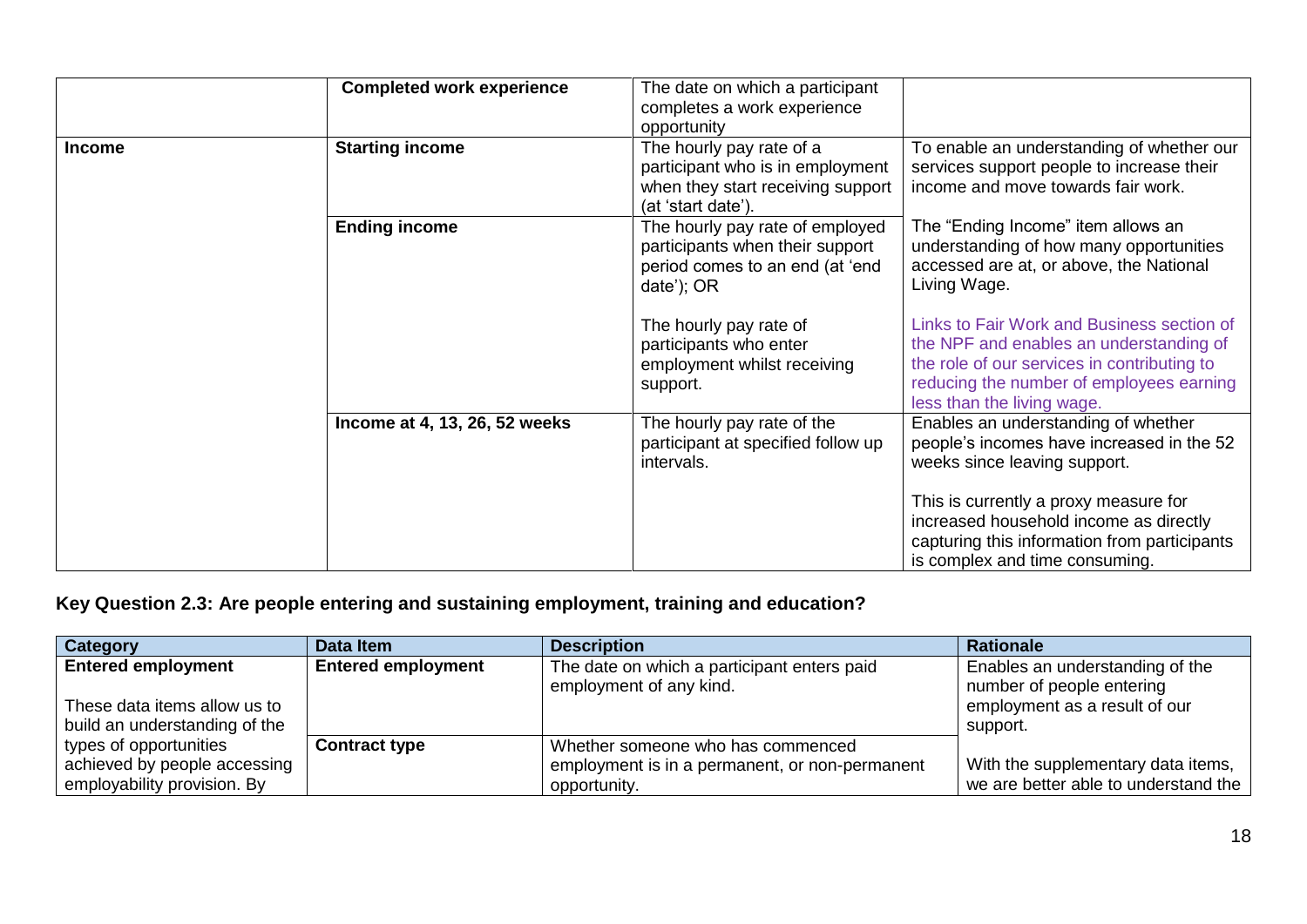| | Data Item | Description | Rationale |
|---|---|---|---|
| | **Completed work experience** | The date on which a participant completes a work experience opportunity | |
| **Income** | **Starting income** | The hourly pay rate of a participant who is in employment when they start receiving support (at 'start date'). | To enable an understanding of whether our services support people to increase their income and move towards fair work. |
| | **Ending income** | The hourly pay rate of employed participants when their support period comes to an end (at 'end date'); OR<br><br>The hourly pay rate of participants who enter employment whilst receiving support. | The "Ending Income" item allows an understanding of how many opportunities accessed are at, or above, the National Living Wage.<br><br>Links to Fair Work and Business section of the NPF and enables an understanding of the role of our services in contributing to reducing the number of employees earning less than the living wage. |
| | **Income at 4, 13, 26, 52 weeks** | The hourly pay rate of the participant at specified follow up intervals. | Enables an understanding of whether people's incomes have increased in the 52 weeks since leaving support.<br><br>This is currently a proxy measure for increased household income as directly capturing this information from participants is complex and time consuming. |

### Key Question 2.3: Are people entering and sustaining employment, training and education?

| Category | Data Item | Description | Rationale |
|---|---|---|---|
| **Entered employment**<br><br>These data items allow us to build an understanding of the types of opportunities achieved by people accessing employability provision. By | **Entered employment** | The date on which a participant enters paid employment of any kind. | Enables an understanding of the number of people entering employment as a result of our support.<br><br>With the supplementary data items, we are better able to understand the |
| | **Contract type** | Whether someone who has commenced employment is in a permanent, or non-permanent opportunity. | |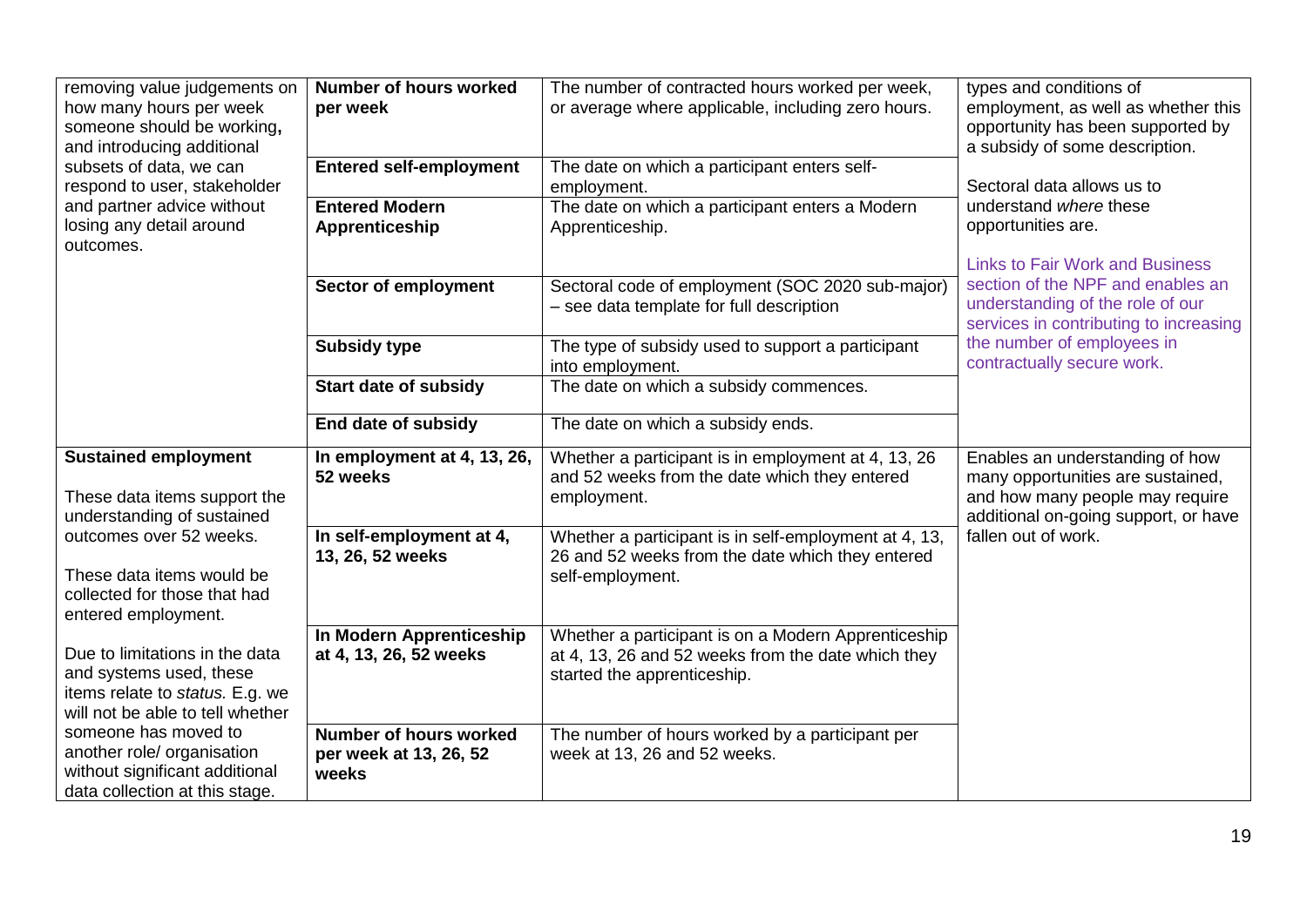| | | | |
|---|---|---|---|
| removing value judgements on how many hours per week someone should be working**,** and introducing additional subsets of data, we can respond to user, stakeholder and partner advice without losing any detail around outcomes. | **Number of hours worked per week** | The number of contracted hours worked per week, or average where applicable, including zero hours. | types and conditions of employment, as well as whether this opportunity has been supported by a subsidy of some description.<br><br>Sectoral data allows us to understand *where* these opportunities are.<br><br>Links to Fair Work and Business section of the NPF and enables an understanding of the role of our services in contributing to increasing the number of employees in contractually secure work. |
| | **Entered self-employment** | The date on which a participant enters self-employment. | |
| | **Entered Modern Apprenticeship** | The date on which a participant enters a Modern Apprenticeship. | |
| | **Sector of employment** | Sectoral code of employment (SOC 2020 sub-major) – see data template for full description | |
| | **Subsidy type** | The type of subsidy used to support a participant into employment. | |
| | **Start date of subsidy** | The date on which a subsidy commences. | |
| | **End date of subsidy** | The date on which a subsidy ends. | |
| **Sustained employment**<br><br>These data items support the understanding of sustained outcomes over 52 weeks.<br><br>These data items would be collected for those that had entered employment.<br><br>Due to limitations in the data and systems used, these items relate to *status.* E.g. we will not be able to tell whether someone has moved to another role/ organisation without significant additional data collection at this stage. | **In employment at 4, 13, 26, 52 weeks** | Whether a participant is in employment at 4, 13, 26 and 52 weeks from the date which they entered employment. | Enables an understanding of how many opportunities are sustained, and how many people may require additional on-going support, or have fallen out of work. |
| | **In self-employment at 4, 13, 26, 52 weeks** | Whether a participant is in self-employment at 4, 13, 26 and 52 weeks from the date which they entered self-employment. | |
| | **In Modern Apprenticeship at 4, 13, 26, 52 weeks** | Whether a participant is on a Modern Apprenticeship at 4, 13, 26 and 52 weeks from the date which they started the apprenticeship. | |
| | **Number of hours worked per week at 13, 26, 52 weeks** | The number of hours worked by a participant per week at 13, 26 and 52 weeks. | |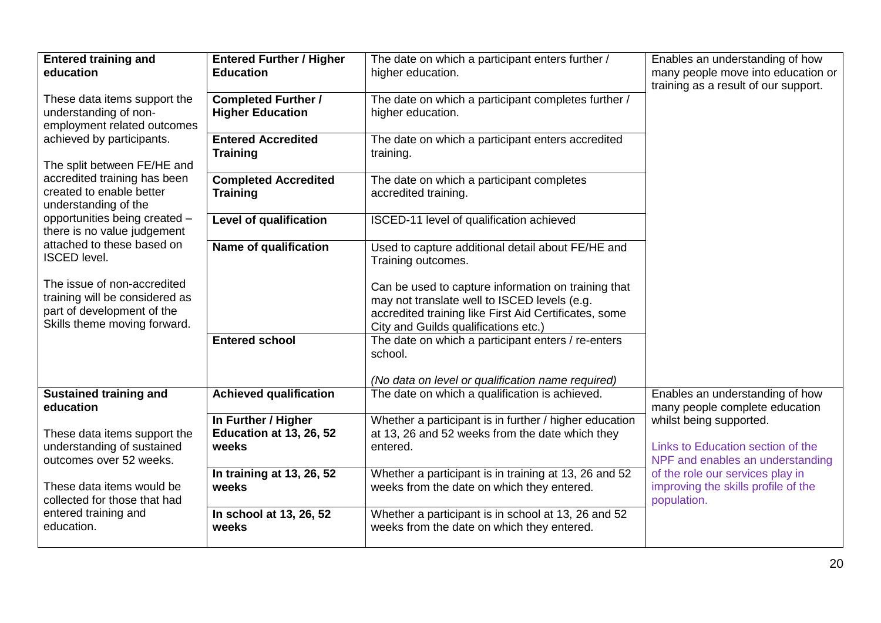| | | | |
|---|---|---|---|
| **Entered training and education**<br><br>These data items support the understanding of non-employment related outcomes achieved by participants.<br><br>The split between FE/HE and accredited training has been created to enable better understanding of the opportunities being created – there is no value judgement attached to these based on ISCED level.<br><br>The issue of non-accredited training will be considered as part of development of the Skills theme moving forward. | **Entered Further / Higher Education** | The date on which a participant enters further / higher education. | Enables an understanding of how many people move into education or training as a result of our support. |
| | **Completed Further / Higher Education** | The date on which a participant completes further / higher education. | |
| | **Entered Accredited Training** | The date on which a participant enters accredited training. | |
| | **Completed Accredited Training** | The date on which a participant completes accredited training. | |
| | **Level of qualification** | ISCED-11 level of qualification achieved | |
| | **Name of qualification** | Used to capture additional detail about FE/HE and Training outcomes.<br><br>Can be used to capture information on training that may not translate well to ISCED levels (e.g. accredited training like First Aid Certificates, some City and Guilds qualifications etc.) | |
| | **Entered school** | The date on which a participant enters / re-enters school.<br><br>*(No data on level or qualification name required)* | |
| **Sustained training and education**<br><br>These data items support the understanding of sustained outcomes over 52 weeks.<br><br>These data items would be collected for those that had entered training and education. | **Achieved qualification** | The date on which a qualification is achieved. | Enables an understanding of how many people complete education whilst being supported.<br><br>Links to Education section of the NPF and enables an understanding of the role our services play in improving the skills profile of the population. |
| | **In Further / Higher Education at 13, 26, 52 weeks** | Whether a participant is in further / higher education at 13, 26 and 52 weeks from the date which they entered. | |
| | **In training at 13, 26, 52 weeks** | Whether a participant is in training at 13, 26 and 52 weeks from the date on which they entered. | |
| | **In school at 13, 26, 52 weeks** | Whether a participant is in school at 13, 26 and 52 weeks from the date on which they entered. | |